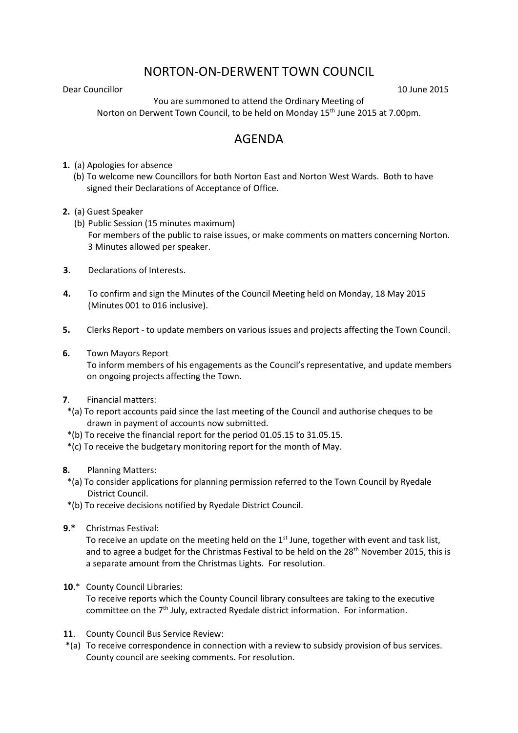# NORTON-ON-DERWENT TOWN COUNCIL

Dear Councillor 10 June 2015

You are summoned to attend the Ordinary Meeting of
Norton on Derwent Town Council, to be held on Monday 15th June 2015 at 7.00pm.

## AGENDA

**1.** (a) Apologies for absence
(b) To welcome new Councillors for both Norton East and Norton West Wards. Both to have signed their Declarations of Acceptance of Office.

**2.** (a) Guest Speaker
(b) Public Session (15 minutes maximum)
For members of the public to raise issues, or make comments on matters concerning Norton. 3 Minutes allowed per speaker.

**3**. Declarations of Interests.

**4.** To confirm and sign the Minutes of the Council Meeting held on Monday, 18 May 2015 (Minutes 001 to 016 inclusive).

**5.** Clerks Report - to update members on various issues and projects affecting the Town Council.

**6.** Town Mayors Report
To inform members of his engagements as the Council's representative, and update members on ongoing projects affecting the Town.

**7**. Financial matters:
*(a) To report accounts paid since the last meeting of the Council and authorise cheques to be drawn in payment of accounts now submitted.
*(b) To receive the financial report for the period 01.05.15 to 31.05.15.
*(c) To receive the budgetary monitoring report for the month of May.

**8.** Planning Matters:
*(a) To consider applications for planning permission referred to the Town Council by Ryedale District Council.
*(b) To receive decisions notified by Ryedale District Council.

**9.*** Christmas Festival:
To receive an update on the meeting held on the 1st June, together with event and task list, and to agree a budget for the Christmas Festival to be held on the 28th November 2015, this is a separate amount from the Christmas Lights. For resolution.

**10**.* County Council Libraries:
To receive reports which the County Council library consultees are taking to the executive committee on the 7th July, extracted Ryedale district information. For information.

**11**. County Council Bus Service Review:
*(a) To receive correspondence in connection with a review to subsidy provision of bus services. County council are seeking comments. For resolution.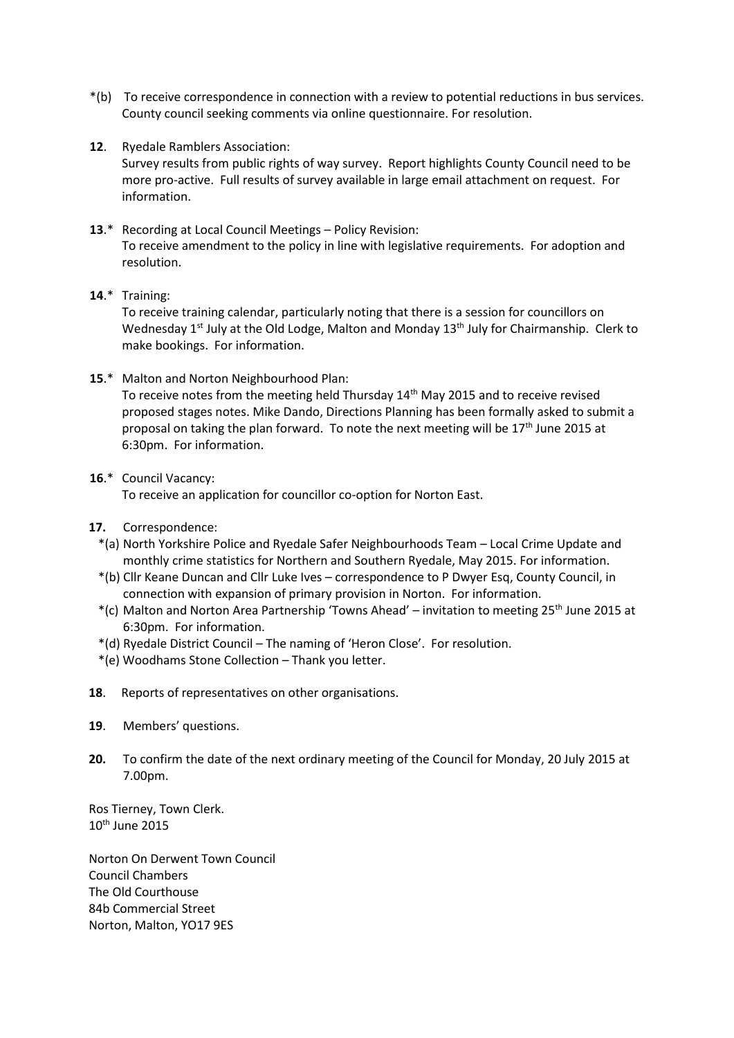*(b) To receive correspondence in connection with a review to potential reductions in bus services. County council seeking comments via online questionnaire. For resolution.

**12**. Ryedale Ramblers Association:
Survey results from public rights of way survey. Report highlights County Council need to be more pro-active. Full results of survey available in large email attachment on request. For information.

**13**.* Recording at Local Council Meetings – Policy Revision:
To receive amendment to the policy in line with legislative requirements. For adoption and resolution.

**14**.* Training:
To receive training calendar, particularly noting that there is a session for councillors on Wednesday 1st July at the Old Lodge, Malton and Monday 13th July for Chairmanship. Clerk to make bookings. For information.

**15**.* Malton and Norton Neighbourhood Plan:
To receive notes from the meeting held Thursday 14th May 2015 and to receive revised proposed stages notes. Mike Dando, Directions Planning has been formally asked to submit a proposal on taking the plan forward. To note the next meeting will be 17th June 2015 at 6:30pm. For information.

**16**.* Council Vacancy:
To receive an application for councillor co-option for Norton East.

**17.** Correspondence:

*(a) North Yorkshire Police and Ryedale Safer Neighbourhoods Team – Local Crime Update and monthly crime statistics for Northern and Southern Ryedale, May 2015. For information.
*(b) Cllr Keane Duncan and Cllr Luke Ives – correspondence to P Dwyer Esq, County Council, in connection with expansion of primary provision in Norton. For information.
*(c) Malton and Norton Area Partnership 'Towns Ahead' – invitation to meeting 25th June 2015 at 6:30pm. For information.
*(d) Ryedale District Council – The naming of 'Heron Close'. For resolution.
*(e) Woodhams Stone Collection – Thank you letter.

**18**. Reports of representatives on other organisations.

**19**. Members' questions.

**20.** To confirm the date of the next ordinary meeting of the Council for Monday, 20 July 2015 at 7.00pm.

Ros Tierney, Town Clerk.
10th June 2015

Norton On Derwent Town Council
Council Chambers
The Old Courthouse
84b Commercial Street
Norton, Malton, YO17 9ES